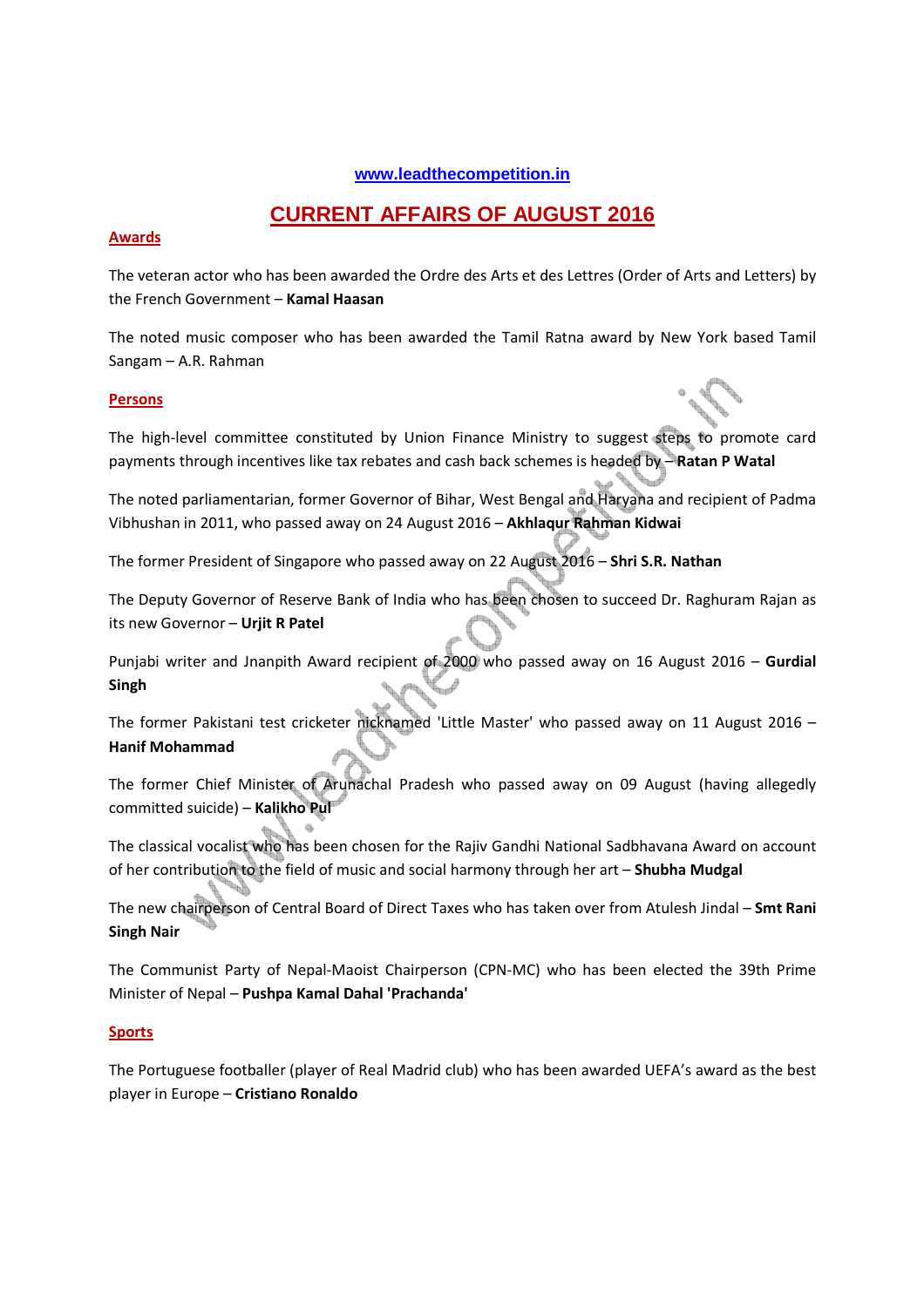www.leadthecompetition.in

# CURRENT AFFAIRS OF AUGUST 2016

## Awards

The veteran actor who has been awarded the Ordre des Arts et des Lettres (Order of Arts and Letters) by the French Government – **Kamal Haasan**

The noted music composer who has been awarded the Tamil Ratna award by New York based Tamil Sangam – A.R. Rahman

## Persons

The high-level committee constituted by Union Finance Ministry to suggest steps to promote card payments through incentives like tax rebates and cash back schemes is headed by – **Ratan P Watal**

The noted parliamentarian, former Governor of Bihar, West Bengal and Haryana and recipient of Padma Vibhushan in 2011, who passed away on 24 August 2016 – **Akhlaqur Rahman Kidwai**

The former President of Singapore who passed away on 22 August 2016 – **Shri S.R. Nathan**

The Deputy Governor of Reserve Bank of India who has been chosen to succeed Dr. Raghuram Rajan as its new Governor – **Urjit R Patel**

Punjabi writer and Jnanpith Award recipient of 2000 who passed away on 16 August 2016 – **Gurdial Singh**

The former Pakistani test cricketer nicknamed 'Little Master' who passed away on 11 August 2016 – **Hanif Mohammad**

The former Chief Minister of Arunachal Pradesh who passed away on 09 August (having allegedly committed suicide) – **Kalikho Pul**

The classical vocalist who has been chosen for the Rajiv Gandhi National Sadbhavana Award on account of her contribution to the field of music and social harmony through her art – **Shubha Mudgal**

The new chairperson of Central Board of Direct Taxes who has taken over from Atulesh Jindal – **Smt Rani Singh Nair**

The Communist Party of Nepal-Maoist Chairperson (CPN-MC) who has been elected the 39th Prime Minister of Nepal – **Pushpa Kamal Dahal 'Prachanda'**

## Sports

The Portuguese footballer (player of Real Madrid club) who has been awarded UEFA's award as the best player in Europe – **Cristiano Ronaldo**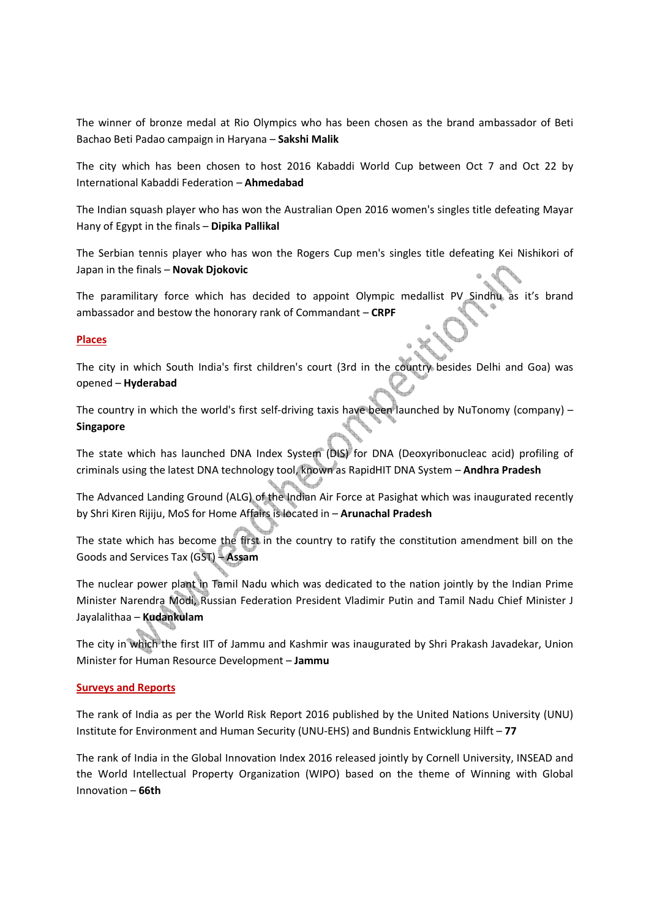The winner of bronze medal at Rio Olympics who has been chosen as the brand ambassador of Beti Bachao Beti Padao campaign in Haryana – **Sakshi Malik**

The city which has been chosen to host 2016 Kabaddi World Cup between Oct 7 and Oct 22 by International Kabaddi Federation – **Ahmedabad**

The Indian squash player who has won the Australian Open 2016 women's singles title defeating Mayar Hany of Egypt in the finals – **Dipika Pallikal**

The Serbian tennis player who has won the Rogers Cup men's singles title defeating Kei Nishikori of Japan in the finals – **Novak Djokovic**

The paramilitary force which has decided to appoint Olympic medallist PV Sindhu as it's brand ambassador and bestow the honorary rank of Commandant – **CRPF**

## Places

The city in which South India's first children's court (3rd in the country besides Delhi and Goa) was opened – **Hyderabad**

The country in which the world's first self-driving taxis have been launched by NuTonomy (company) – **Singapore**

The state which has launched DNA Index System (DIS) for DNA (Deoxyribonucleac acid) profiling of criminals using the latest DNA technology tool, known as RapidHIT DNA System – **Andhra Pradesh**

The Advanced Landing Ground (ALG) of the Indian Air Force at Pasighat which was inaugurated recently by Shri Kiren Rijiju, MoS for Home Affairs is located in – **Arunachal Pradesh**

The state which has become the first in the country to ratify the constitution amendment bill on the Goods and Services Tax (GST) – **Assam**

The nuclear power plant in Tamil Nadu which was dedicated to the nation jointly by the Indian Prime Minister Narendra Modi, Russian Federation President Vladimir Putin and Tamil Nadu Chief Minister J Jayalalithaa – **Kudankulam**

The city in which the first IIT of Jammu and Kashmir was inaugurated by Shri Prakash Javadekar, Union Minister for Human Resource Development – **Jammu**

## Surveys and Reports

The rank of India as per the World Risk Report 2016 published by the United Nations University (UNU) Institute for Environment and Human Security (UNU-EHS) and Bundnis Entwicklung Hilft – **77**

The rank of India in the Global Innovation Index 2016 released jointly by Cornell University, INSEAD and the World Intellectual Property Organization (WIPO) based on the theme of Winning with Global Innovation – **66th**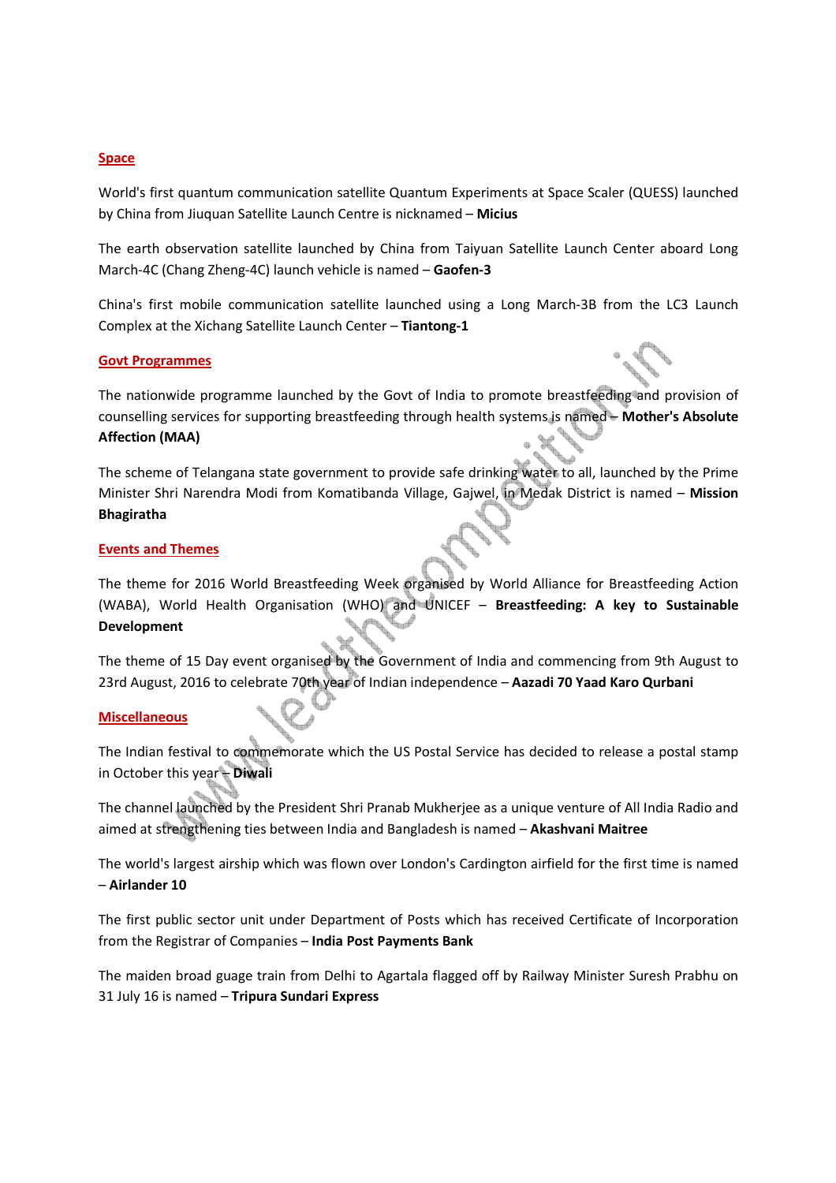## Space

World's first quantum communication satellite Quantum Experiments at Space Scaler (QUESS) launched by China from Jiuquan Satellite Launch Centre is nicknamed – **Micius**

The earth observation satellite launched by China from Taiyuan Satellite Launch Center aboard Long March-4C (Chang Zheng-4C) launch vehicle is named – **Gaofen-3**

China's first mobile communication satellite launched using a Long March-3B from the LC3 Launch Complex at the Xichang Satellite Launch Center – **Tiantong-1**

## Govt Programmes

The nationwide programme launched by the Govt of India to promote breastfeeding and provision of counselling services for supporting breastfeeding through health systems is named – **Mother's Absolute Affection (MAA)**

The scheme of Telangana state government to provide safe drinking water to all, launched by the Prime Minister Shri Narendra Modi from Komatibanda Village, Gajwel, in Medak District is named – **Mission Bhagiratha**

## Events and Themes

The theme for 2016 World Breastfeeding Week organised by World Alliance for Breastfeeding Action (WABA), World Health Organisation (WHO) and UNICEF – **Breastfeeding: A key to Sustainable Development**

The theme of 15 Day event organised by the Government of India and commencing from 9th August to 23rd August, 2016 to celebrate 70th year of Indian independence – **Aazadi 70 Yaad Karo Qurbani**

## Miscellaneous

The Indian festival to commemorate which the US Postal Service has decided to release a postal stamp in October this year – **Diwali**

The channel launched by the President Shri Pranab Mukherjee as a unique venture of All India Radio and aimed at strengthening ties between India and Bangladesh is named – **Akashvani Maitree**

The world's largest airship which was flown over London's Cardington airfield for the first time is named – **Airlander 10**

The first public sector unit under Department of Posts which has received Certificate of Incorporation from the Registrar of Companies – **India Post Payments Bank**

The maiden broad guage train from Delhi to Agartala flagged off by Railway Minister Suresh Prabhu on 31 July 16 is named – **Tripura Sundari Express**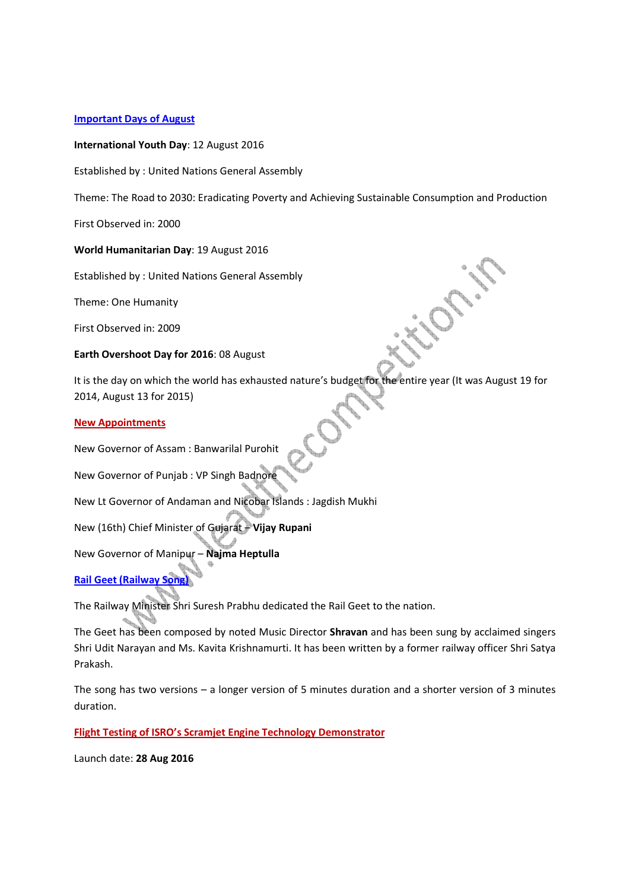**Important Days of August**

**International Youth Day**: 12 August 2016

Established by : United Nations General Assembly

Theme: The Road to 2030: Eradicating Poverty and Achieving Sustainable Consumption and Production

First Observed in: 2000

**World Humanitarian Day**: 19 August 2016

Established by : United Nations General Assembly

Theme: One Humanity

First Observed in: 2009

**Earth Overshoot Day for 2016**: 08 August

It is the day on which the world has exhausted nature's budget for the entire year (It was August 19 for 2014, August 13 for 2015)

**New Appointments**

New Governor of Assam : Banwarilal Purohit

New Governor of Punjab : VP Singh Badnore

New Lt Governor of Andaman and Nicobar Islands : Jagdish Mukhi

New (16th) Chief Minister of Gujarat – **Vijay Rupani**

New Governor of Manipur – **Najma Heptulla**

**Rail Geet (Railway Song)**

The Railway Minister Shri Suresh Prabhu dedicated the Rail Geet to the nation.

The Geet has been composed by noted Music Director **Shravan** and has been sung by acclaimed singers Shri Udit Narayan and Ms. Kavita Krishnamurti. It has been written by a former railway officer Shri Satya Prakash.

The song has two versions – a longer version of 5 minutes duration and a shorter version of 3 minutes duration.

**Flight Testing of ISRO's Scramjet Engine Technology Demonstrator**

Launch date: **28 Aug 2016**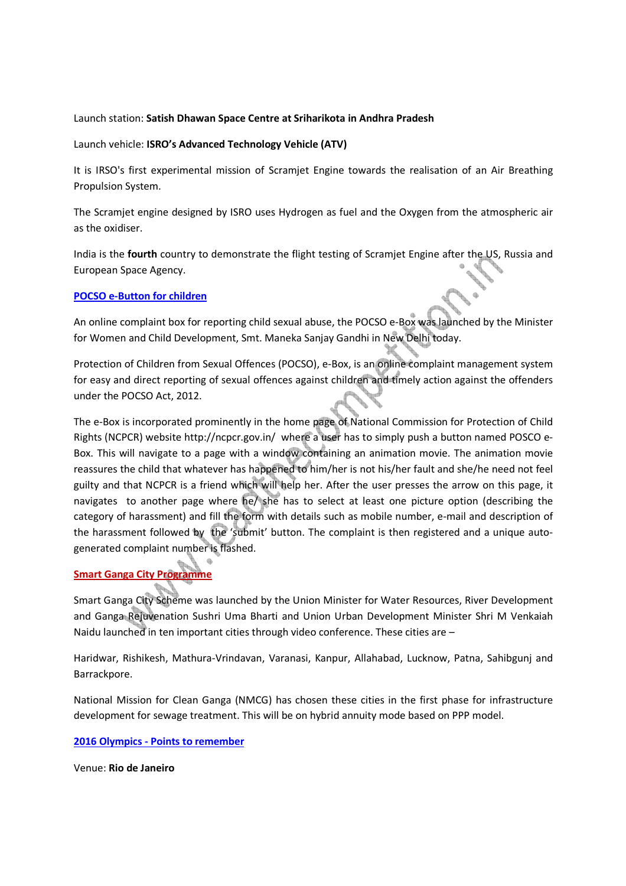Launch station: **Satish Dhawan Space Centre at Sriharikota in Andhra Pradesh**

Launch vehicle: **ISRO's Advanced Technology Vehicle (ATV)**

It is IRSO's first experimental mission of Scramjet Engine towards the realisation of an Air Breathing Propulsion System.

The Scramjet engine designed by ISRO uses Hydrogen as fuel and the Oxygen from the atmospheric air as the oxidiser.

India is the **fourth** country to demonstrate the flight testing of Scramjet Engine after the US, Russia and European Space Agency.

## POCSO e-Button for children

An online complaint box for reporting child sexual abuse, the POCSO e-Box was launched by the Minister for Women and Child Development, Smt. Maneka Sanjay Gandhi in New Delhi today.

Protection of Children from Sexual Offences (POCSO), e-Box, is an online complaint management system for easy and direct reporting of sexual offences against children and timely action against the offenders under the POCSO Act, 2012.

The e-Box is incorporated prominently in the home page of National Commission for Protection of Child Rights (NCPCR) website http://ncpcr.gov.in/ where a user has to simply push a button named POSCO e-Box. This will navigate to a page with a window containing an animation movie. The animation movie reassures the child that whatever has happened to him/her is not his/her fault and she/he need not feel guilty and that NCPCR is a friend which will help her. After the user presses the arrow on this page, it navigates to another page where he/ she has to select at least one picture option (describing the category of harassment) and fill the form with details such as mobile number, e-mail and description of the harassment followed by the 'submit' button. The complaint is then registered and a unique auto-generated complaint number is flashed.

## Smart Ganga City Programme

Smart Ganga City Scheme was launched by the Union Minister for Water Resources, River Development and Ganga Rejuvenation Sushri Uma Bharti and Union Urban Development Minister Shri M Venkaiah Naidu launched in ten important cities through video conference. These cities are –

Haridwar, Rishikesh, Mathura-Vrindavan, Varanasi, Kanpur, Allahabad, Lucknow, Patna, Sahibgunj and Barrackpore.

National Mission for Clean Ganga (NMCG) has chosen these cities in the first phase for infrastructure development for sewage treatment. This will be on hybrid annuity mode based on PPP model.

## 2016 Olympics - Points to remember

Venue: **Rio de Janeiro**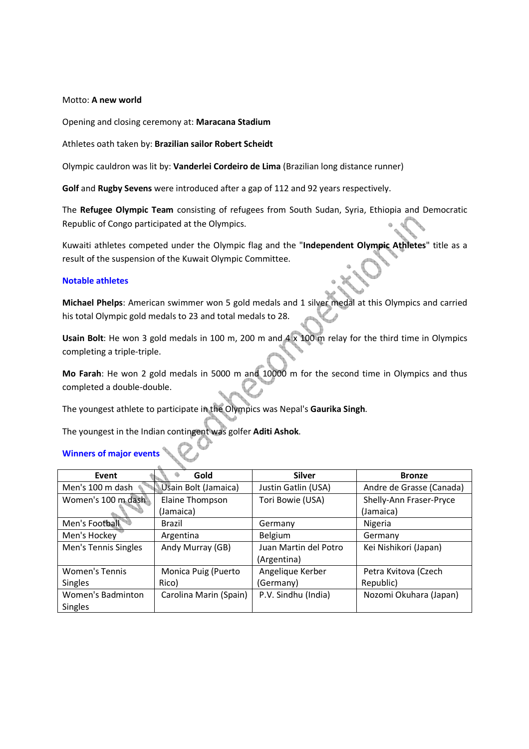Motto: **A new world**

Opening and closing ceremony at: **Maracana Stadium**

Athletes oath taken by: **Brazilian sailor Robert Scheidt**

Olympic cauldron was lit by: **Vanderlei Cordeiro de Lima** (Brazilian long distance runner)

**Golf** and **Rugby Sevens** were introduced after a gap of 112 and 92 years respectively.

The **Refugee Olympic Team** consisting of refugees from South Sudan, Syria, Ethiopia and Democratic Republic of Congo participated at the Olympics.

Kuwaiti athletes competed under the Olympic flag and the "**Independent Olympic Athletes**" title as a result of the suspension of the Kuwait Olympic Committee.

### Notable athletes

**Michael Phelps**: American swimmer won 5 gold medals and 1 silver medal at this Olympics and carried his total Olympic gold medals to 23 and total medals to 28.

**Usain Bolt**: He won 3 gold medals in 100 m, 200 m and 4 x 100 m relay for the third time in Olympics completing a triple-triple.

**Mo Farah**: He won 2 gold medals in 5000 m and 10000 m for the second time in Olympics and thus completed a double-double.

The youngest athlete to participate in the Olympics was Nepal's **Gaurika Singh**.

The youngest in the Indian contingent was golfer **Aditi Ashok**.

### Winners of major events

| Event | Gold | Silver | Bronze |
|---|---|---|---|
| Men's 100 m dash | Usain Bolt (Jamaica) | Justin Gatlin (USA) | Andre de Grasse (Canada) |
| Women's 100 m dash | Elaine Thompson (Jamaica) | Tori Bowie (USA) | Shelly-Ann Fraser-Pryce (Jamaica) |
| Men's Football | Brazil | Germany | Nigeria |
| Men's Hockey | Argentina | Belgium | Germany |
| Men's Tennis Singles | Andy Murray (GB) | Juan Martin del Potro (Argentina) | Kei Nishikori (Japan) |
| Women's Tennis Singles | Monica Puig (Puerto Rico) | Angelique Kerber (Germany) | Petra Kvitova (Czech Republic) |
| Women's Badminton Singles | Carolina Marin (Spain) | P.V. Sindhu (India) | Nozomi Okuhara (Japan) |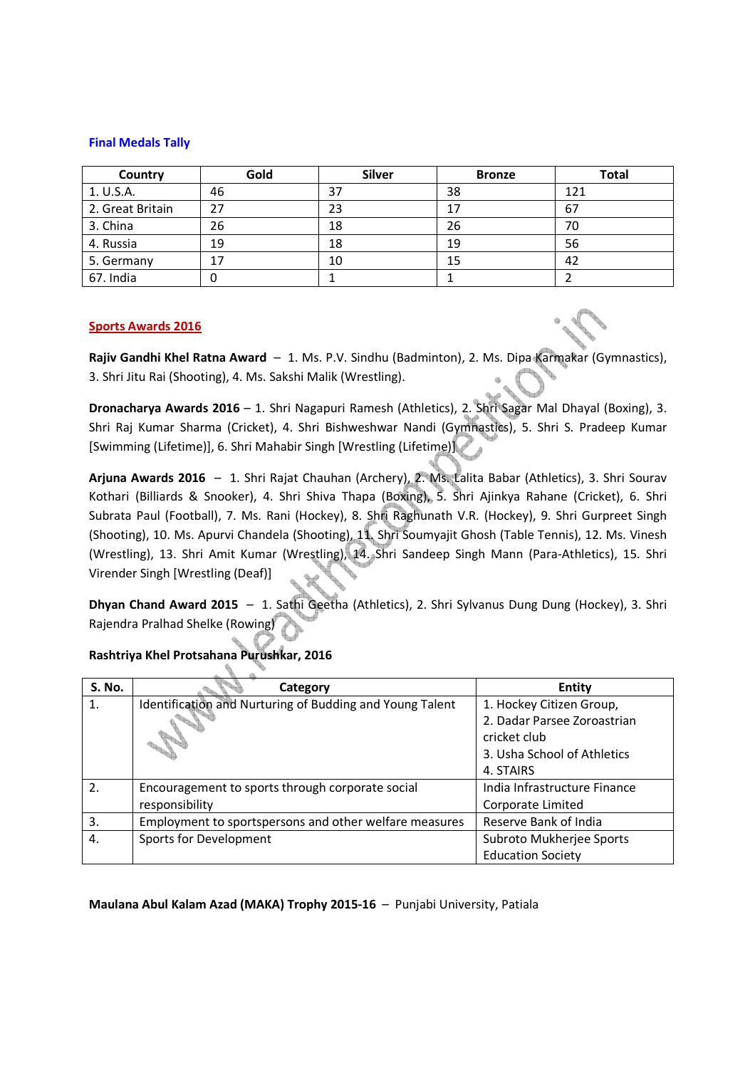### Final Medals Tally

| Country | Gold | Silver | Bronze | Total |
|---|---|---|---|---|
| 1. U.S.A. | 46 | 37 | 38 | 121 |
| 2. Great Britain | 27 | 23 | 17 | 67 |
| 3. China | 26 | 18 | 26 | 70 |
| 4. Russia | 19 | 18 | 19 | 56 |
| 5. Germany | 17 | 10 | 15 | 42 |
| 67. India | 0 | 1 | 1 | 2 |

## Sports Awards 2016

**Rajiv Gandhi Khel Ratna Award** – 1. Ms. P.V. Sindhu (Badminton), 2. Ms. Dipa Karmakar (Gymnastics), 3. Shri Jitu Rai (Shooting), 4. Ms. Sakshi Malik (Wrestling).

**Dronacharya Awards 2016** – 1. Shri Nagapuri Ramesh (Athletics), 2. Shri Sagar Mal Dhayal (Boxing), 3. Shri Raj Kumar Sharma (Cricket), 4. Shri Bishweshwar Nandi (Gymnastics), 5. Shri S. Pradeep Kumar [Swimming (Lifetime)], 6. Shri Mahabir Singh [Wrestling (Lifetime)]

**Arjuna Awards 2016** – 1. Shri Rajat Chauhan (Archery), 2. Ms. Lalita Babar (Athletics), 3. Shri Sourav Kothari (Billiards & Snooker), 4. Shri Shiva Thapa (Boxing), 5. Shri Ajinkya Rahane (Cricket), 6. Shri Subrata Paul (Football), 7. Ms. Rani (Hockey), 8. Shri Raghunath V.R. (Hockey), 9. Shri Gurpreet Singh (Shooting), 10. Ms. Apurvi Chandela (Shooting), 11. Shri Soumyajit Ghosh (Table Tennis), 12. Ms. Vinesh (Wrestling), 13. Shri Amit Kumar (Wrestling), 14. Shri Sandeep Singh Mann (Para-Athletics), 15. Shri Virender Singh [Wrestling (Deaf)]

**Dhyan Chand Award 2015** – 1. Sathi Geetha (Athletics), 2. Shri Sylvanus Dung Dung (Hockey), 3. Shri Rajendra Pralhad Shelke (Rowing)

**Rashtriya Khel Protsahana Purushkar, 2016**

| S. No. | Category | Entity |
|---|---|---|
| 1. | Identification and Nurturing of Budding and Young Talent | 1. Hockey Citizen Group, 2. Dadar Parsee Zoroastrian cricket club 3. Usha School of Athletics 4. STAIRS |
| 2. | Encouragement to sports through corporate social responsibility | India Infrastructure Finance Corporate Limited |
| 3. | Employment to sportspersons and other welfare measures | Reserve Bank of India |
| 4. | Sports for Development | Subroto Mukherjee Sports Education Society |

**Maulana Abul Kalam Azad (MAKA) Trophy 2015-16** – Punjabi University, Patiala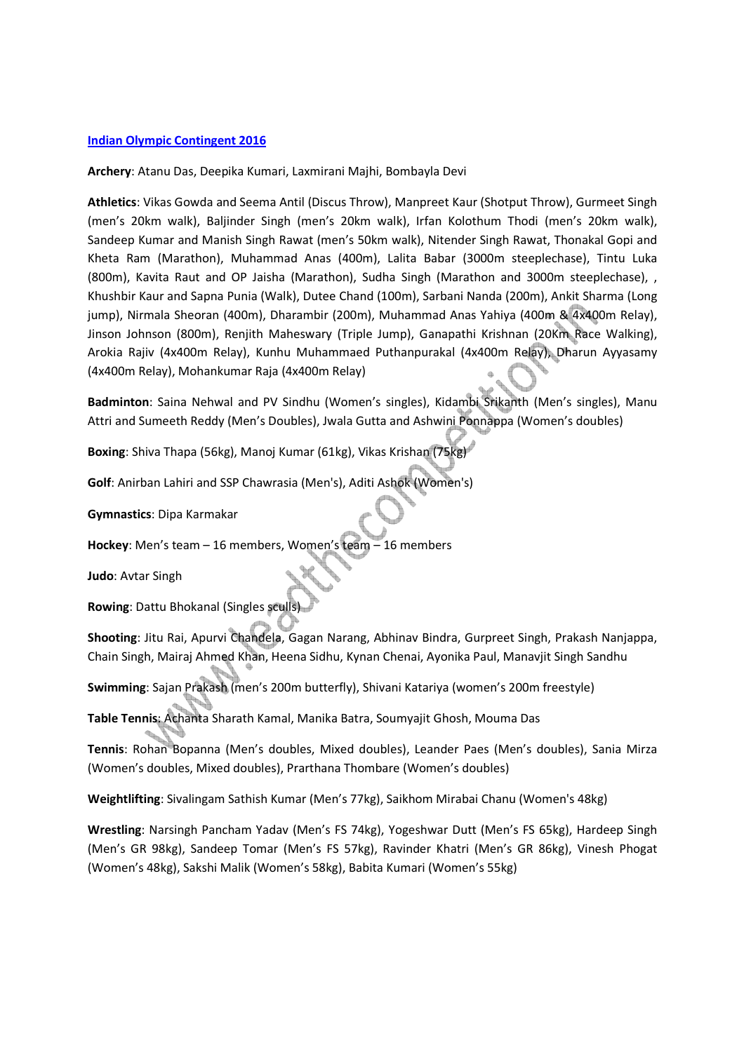## Indian Olympic Contingent 2016

**Archery**: Atanu Das, Deepika Kumari, Laxmirani Majhi, Bombayla Devi

**Athletics**: Vikas Gowda and Seema Antil (Discus Throw), Manpreet Kaur (Shotput Throw), Gurmeet Singh (men's 20km walk), Baljinder Singh (men's 20km walk), Irfan Kolothum Thodi (men's 20km walk), Sandeep Kumar and Manish Singh Rawat (men's 50km walk), Nitender Singh Rawat, Thonakal Gopi and Kheta Ram (Marathon), Muhammad Anas (400m), Lalita Babar (3000m steeplechase), Tintu Luka (800m), Kavita Raut and OP Jaisha (Marathon), Sudha Singh (Marathon and 3000m steeplechase), , Khushbir Kaur and Sapna Punia (Walk), Dutee Chand (100m), Sarbani Nanda (200m), Ankit Sharma (Long jump), Nirmala Sheoran (400m), Dharambir (200m), Muhammad Anas Yahiya (400m & 4x400m Relay), Jinson Johnson (800m), Renjith Maheswary (Triple Jump), Ganapathi Krishnan (20Km Race Walking), Arokia Rajiv (4x400m Relay), Kunhu Muhammaed Puthanpurakal (4x400m Relay), Dharun Ayyasamy (4x400m Relay), Mohankumar Raja (4x400m Relay)

**Badminton**: Saina Nehwal and PV Sindhu (Women's singles), Kidambi Srikanth (Men's singles), Manu Attri and Sumeeth Reddy (Men's Doubles), Jwala Gutta and Ashwini Ponnappa (Women's doubles)

**Boxing**: Shiva Thapa (56kg), Manoj Kumar (61kg), Vikas Krishan (75kg)

**Golf**: Anirban Lahiri and SSP Chawrasia (Men's), Aditi Ashok (Women's)

**Gymnastics**: Dipa Karmakar

**Hockey**: Men's team – 16 members, Women's team – 16 members

**Judo**: Avtar Singh

**Rowing**: Dattu Bhokanal (Singles sculls)

**Shooting**: Jitu Rai, Apurvi Chandela, Gagan Narang, Abhinav Bindra, Gurpreet Singh, Prakash Nanjappa, Chain Singh, Mairaj Ahmed Khan, Heena Sidhu, Kynan Chenai, Ayonika Paul, Manavjit Singh Sandhu

**Swimming**: Sajan Prakash (men's 200m butterfly), Shivani Katariya (women's 200m freestyle)

**Table Tennis**: Achanta Sharath Kamal, Manika Batra, Soumyajit Ghosh, Mouma Das

**Tennis**: Rohan Bopanna (Men's doubles, Mixed doubles), Leander Paes (Men's doubles), Sania Mirza (Women's doubles, Mixed doubles), Prarthana Thombare (Women's doubles)

**Weightlifting**: Sivalingam Sathish Kumar (Men's 77kg), Saikhom Mirabai Chanu (Women's 48kg)

**Wrestling**: Narsingh Pancham Yadav (Men's FS 74kg), Yogeshwar Dutt (Men's FS 65kg), Hardeep Singh (Men's GR 98kg), Sandeep Tomar (Men's FS 57kg), Ravinder Khatri (Men's GR 86kg), Vinesh Phogat (Women's 48kg), Sakshi Malik (Women's 58kg), Babita Kumari (Women's 55kg)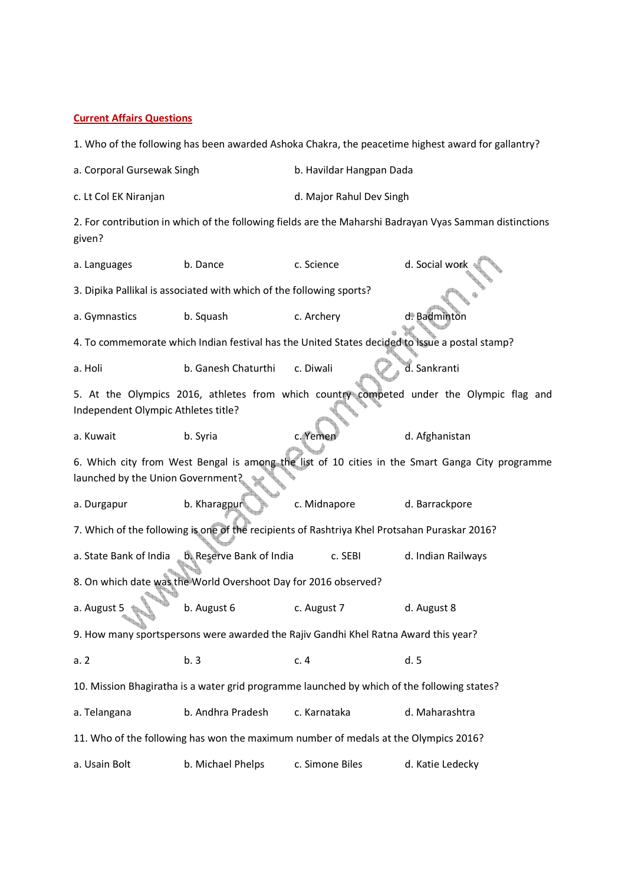## Current Affairs Questions

1. Who of the following has been awarded Ashoka Chakra, the peacetime highest award for gallantry?

a. Corporal Gursewak Singh  b. Havildar Hangpan Dada

c. Lt Col EK Niranjan  d. Major Rahul Dev Singh

2. For contribution in which of the following fields are the Maharshi Badrayan Vyas Samman distinctions given?

a. Languages  b. Dance  c. Science  d. Social work

3. Dipika Pallikal is associated with which of the following sports?

a. Gymnastics  b. Squash  c. Archery  d. Badminton

4. To commemorate which Indian festival has the United States decided to issue a postal stamp?

a. Holi  b. Ganesh Chaturthi  c. Diwali  d. Sankranti

5. At the Olympics 2016, athletes from which country competed under the Olympic flag and Independent Olympic Athletes title?

a. Kuwait  b. Syria  c. Yemen  d. Afghanistan

6. Which city from West Bengal is among the list of 10 cities in the Smart Ganga City programme launched by the Union Government?

a. Durgapur  b. Kharagpur  c. Midnapore  d. Barrackpore

7. Which of the following is one of the recipients of Rashtriya Khel Protsahan Puraskar 2016?

a. State Bank of India  b. Reserve Bank of India  c. SEBI  d. Indian Railways

8. On which date was the World Overshoot Day for 2016 observed?

a. August 5  b. August 6  c. August 7  d. August 8

9. How many sportspersons were awarded the Rajiv Gandhi Khel Ratna Award this year?

a. 2  b. 3  c. 4  d. 5

10. Mission Bhagiratha is a water grid programme launched by which of the following states?

a. Telangana  b. Andhra Pradesh  c. Karnataka  d. Maharashtra

11. Who of the following has won the maximum number of medals at the Olympics 2016?

a. Usain Bolt  b. Michael Phelps  c. Simone Biles  d. Katie Ledecky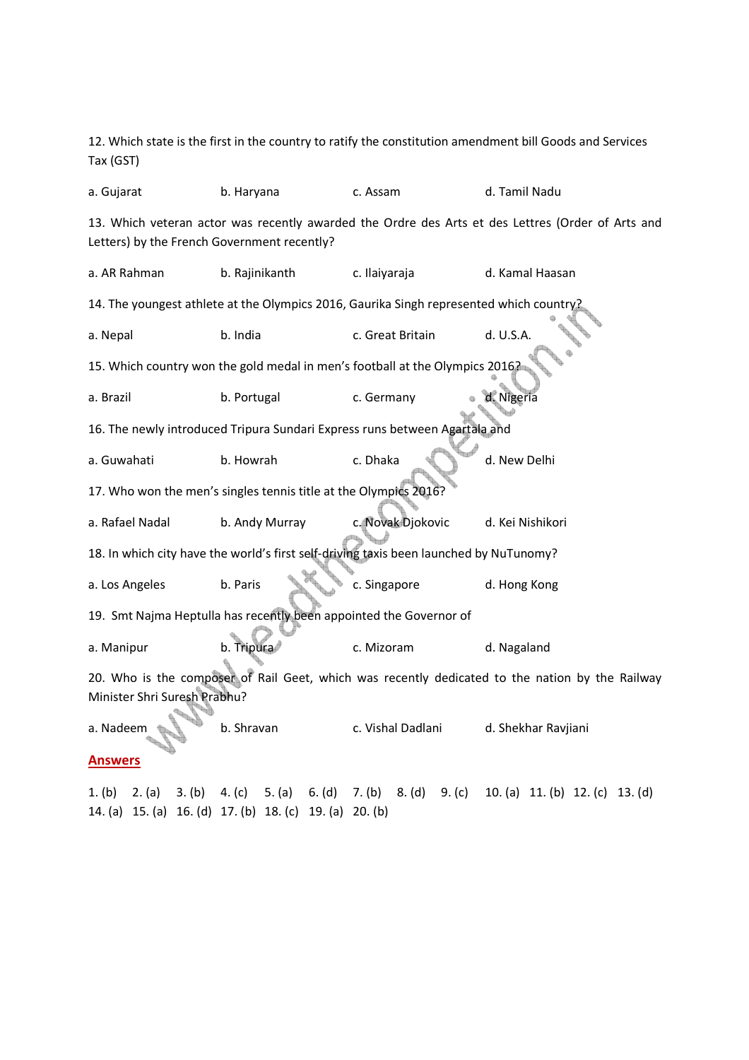12. Which state is the first in the country to ratify the constitution amendment bill Goods and Services Tax (GST)

a. Gujarat b. Haryana c. Assam d. Tamil Nadu

13. Which veteran actor was recently awarded the Ordre des Arts et des Lettres (Order of Arts and Letters) by the French Government recently?

a. AR Rahman b. Rajinikanth c. Ilaiyaraja d. Kamal Haasan

14. The youngest athlete at the Olympics 2016, Gaurika Singh represented which country?

a. Nepal b. India c. Great Britain d. U.S.A.

15. Which country won the gold medal in men's football at the Olympics 2016?

a. Brazil b. Portugal c. Germany d. Nigeria

16. The newly introduced Tripura Sundari Express runs between Agartala and

a. Guwahati b. Howrah c. Dhaka d. New Delhi

17. Who won the men's singles tennis title at the Olympics 2016?

a. Rafael Nadal b. Andy Murray c. Novak Djokovic d. Kei Nishikori

18. In which city have the world's first self-driving taxis been launched by NuTunomy?

a. Los Angeles b. Paris c. Singapore d. Hong Kong

19. Smt Najma Heptulla has recently been appointed the Governor of

a. Manipur b. Tripura c. Mizoram d. Nagaland

20. Who is the composer of Rail Geet, which was recently dedicated to the nation by the Railway Minister Shri Suresh Prabhu?

a. Nadeem b. Shravan c. Vishal Dadlani d. Shekhar Ravjiani

## Answers

1. (b) 2. (a) 3. (b) 4. (c) 5. (a) 6. (d) 7. (b) 8. (d) 9. (c) 10. (a) 11. (b) 12. (c) 13. (d) 14. (a) 15. (a) 16. (d) 17. (b) 18. (c) 19. (a) 20. (b)